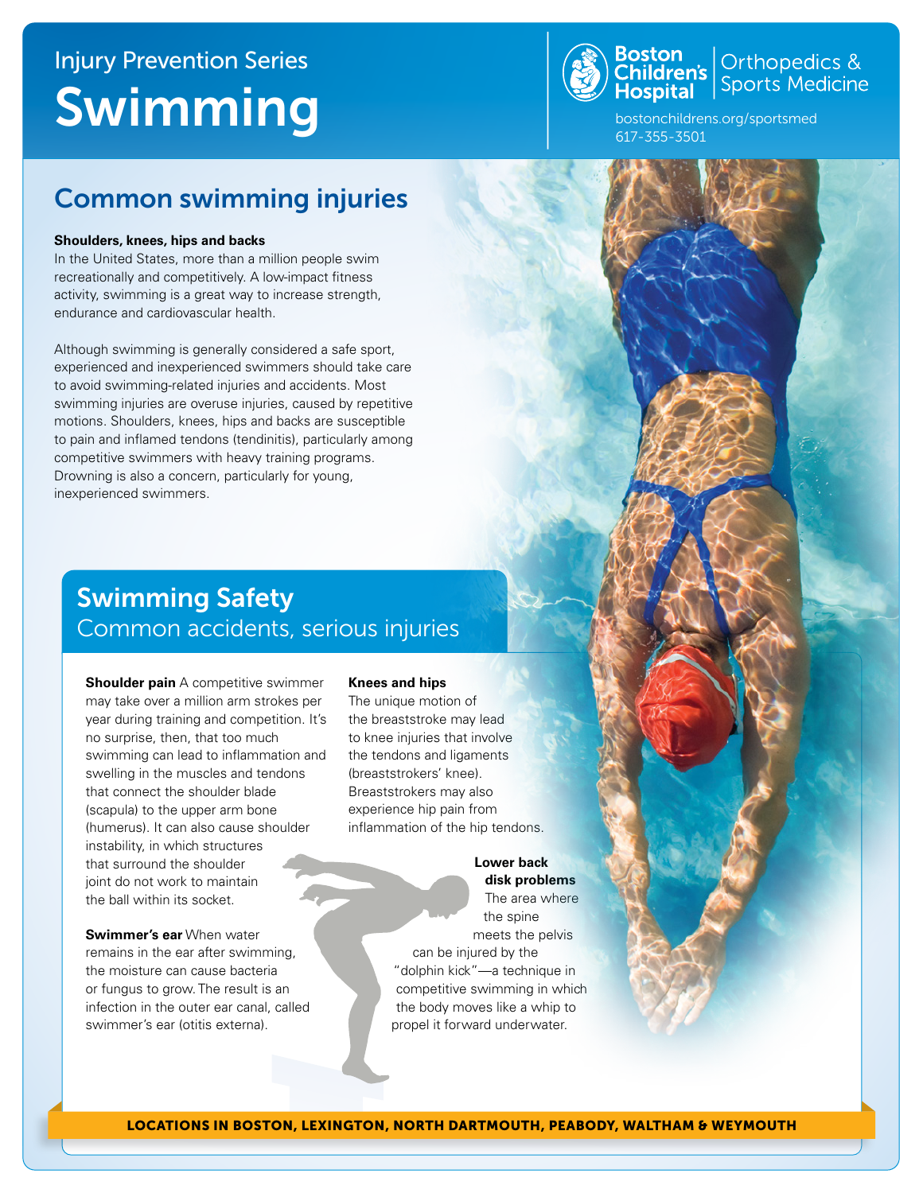Injury Prevention Series

# Swimming

Boston Children's Hospital | Orthopedics & Sports Medicine

bostonchildrens.org/sportsmed
617-355-3501

## Common swimming injuries

**Shoulders, knees, hips and backs**

In the United States, more than a million people swim recreationally and competitively. A low-impact fitness activity, swimming is a great way to increase strength, endurance and cardiovascular health.

Although swimming is generally considered a safe sport, experienced and inexperienced swimmers should take care to avoid swimming-related injuries and accidents. Most swimming injuries are overuse injuries, caused by repetitive motions. Shoulders, knees, hips and backs are susceptible to pain and inflamed tendons (tendinitis), particularly among competitive swimmers with heavy training programs. Drowning is also a concern, particularly for young, inexperienced swimmers.

## Swimming Safety

### Common accidents, serious injuries

**Shoulder pain** A competitive swimmer may take over a million arm strokes per year during training and competition. It's no surprise, then, that too much swimming can lead to inflammation and swelling in the muscles and tendons that connect the shoulder blade (scapula) to the upper arm bone (humerus). It can also cause shoulder instability, in which structures that surround the shoulder joint do not work to maintain the ball within its socket.

**Swimmer's ear** When water remains in the ear after swimming, the moisture can cause bacteria or fungus to grow. The result is an infection in the outer ear canal, called swimmer's ear (otitis externa).

**Knees and hips**

The unique motion of the breaststroke may lead to knee injuries that involve the tendons and ligaments (breaststrokers' knee). Breaststrokers may also experience hip pain from inflammation of the hip tendons.

**Lower back disk problems**

The area where the spine meets the pelvis can be injured by the "dolphin kick"—a technique in competitive swimming in which the body moves like a whip to propel it forward underwater.

LOCATIONS IN BOSTON, LEXINGTON, NORTH DARTMOUTH, PEABODY, WALTHAM & WEYMOUTH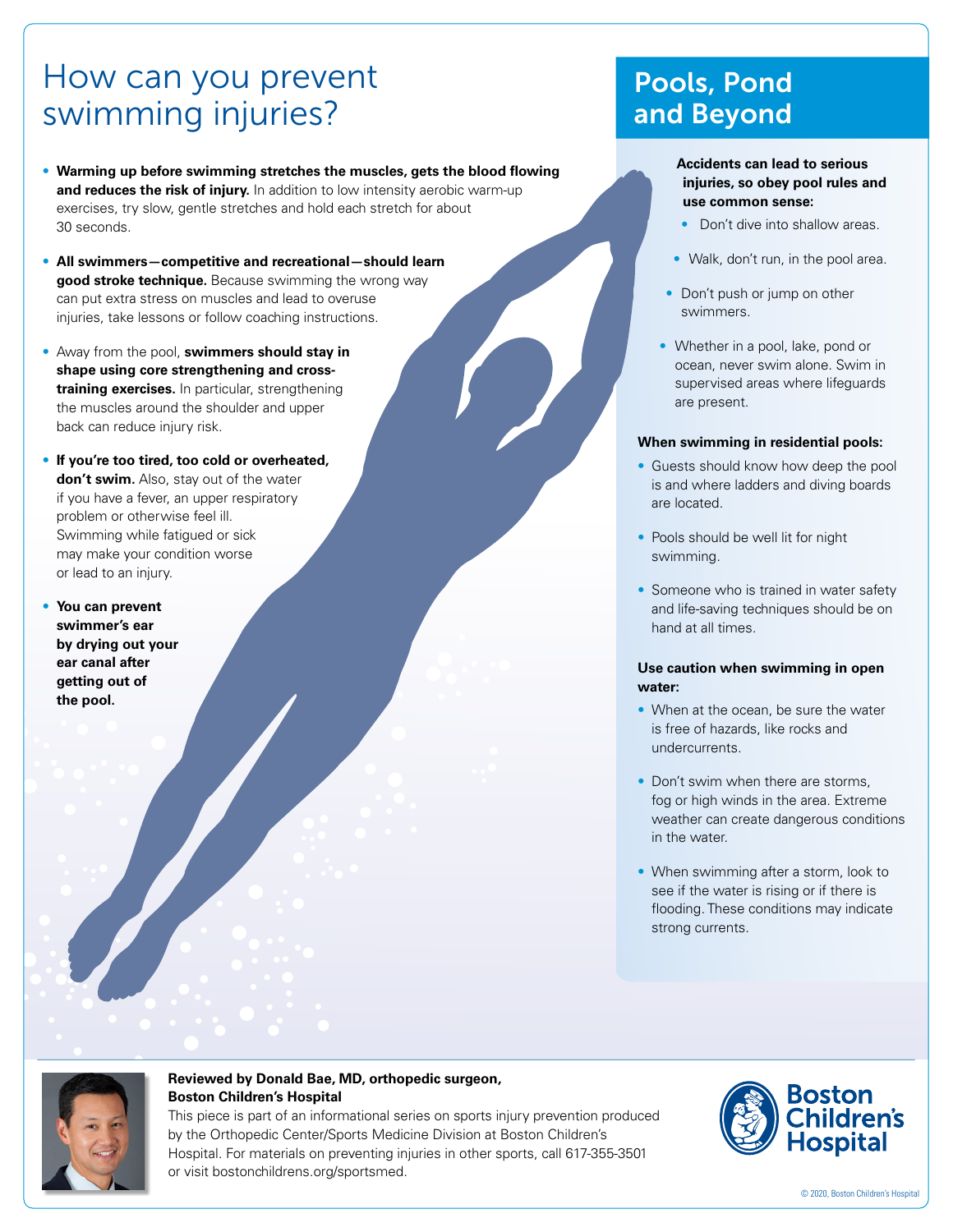# How can you prevent swimming injuries?

- **Warming up before swimming stretches the muscles, gets the blood flowing and reduces the risk of injury.** In addition to low intensity aerobic warm-up exercises, try slow, gentle stretches and hold each stretch for about 30 seconds.
- **All swimmers—competitive and recreational—should learn good stroke technique.** Because swimming the wrong way can put extra stress on muscles and lead to overuse injuries, take lessons or follow coaching instructions.
- Away from the pool, **swimmers should stay in shape using core strengthening and cross-training exercises.** In particular, strengthening the muscles around the shoulder and upper back can reduce injury risk.
- **If you're too tired, too cold or overheated, don't swim.** Also, stay out of the water if you have a fever, an upper respiratory problem or otherwise feel ill. Swimming while fatigued or sick may make your condition worse or lead to an injury.
- **You can prevent swimmer's ear by drying out your ear canal after getting out of the pool.**

## Pools, Pond and Beyond

**Accidents can lead to serious injuries, so obey pool rules and use common sense:**

- Don't dive into shallow areas.
- Walk, don't run, in the pool area.
- Don't push or jump on other swimmers.
- Whether in a pool, lake, pond or ocean, never swim alone. Swim in supervised areas where lifeguards are present.

**When swimming in residential pools:**

- Guests should know how deep the pool is and where ladders and diving boards are located.
- Pools should be well lit for night swimming.
- Someone who is trained in water safety and life-saving techniques should be on hand at all times.

**Use caution when swimming in open water:**

- When at the ocean, be sure the water is free of hazards, like rocks and undercurrents.
- Don't swim when there are storms, fog or high winds in the area. Extreme weather can create dangerous conditions in the water.
- When swimming after a storm, look to see if the water is rising or if there is flooding. These conditions may indicate strong currents.

**Reviewed by Donald Bae, MD, orthopedic surgeon, Boston Children's Hospital**

This piece is part of an informational series on sports injury prevention produced by the Orthopedic Center/Sports Medicine Division at Boston Children's Hospital. For materials on preventing injuries in other sports, call 617-355-3501 or visit bostonchildrens.org/sportsmed.

Boston Children's Hospital

© 2020, Boston Children's Hospital